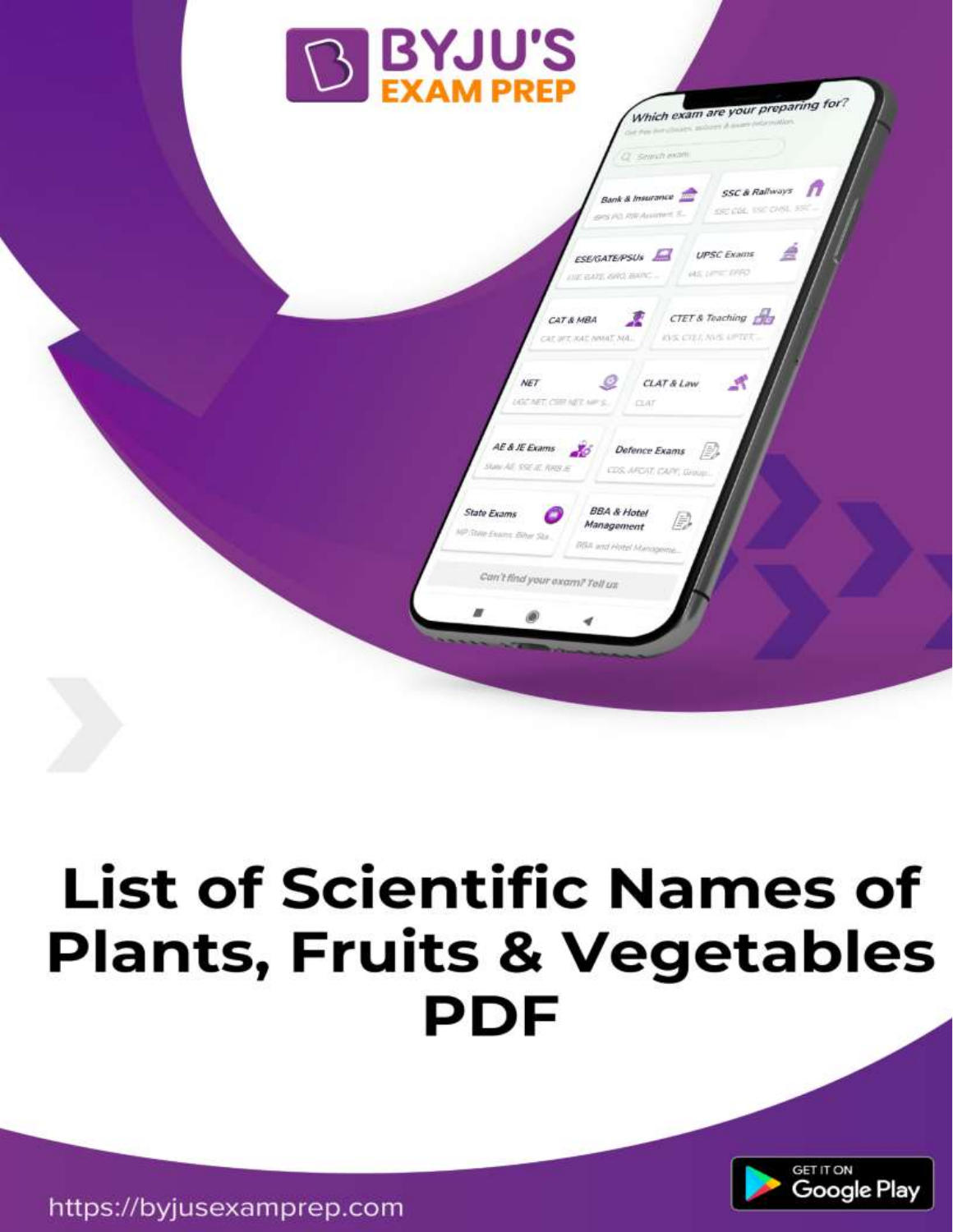BYJU'S EXAM PREP

# List of Scientific Names of Plants, Fruits & Vegetables PDF

https://byjusexamprep.com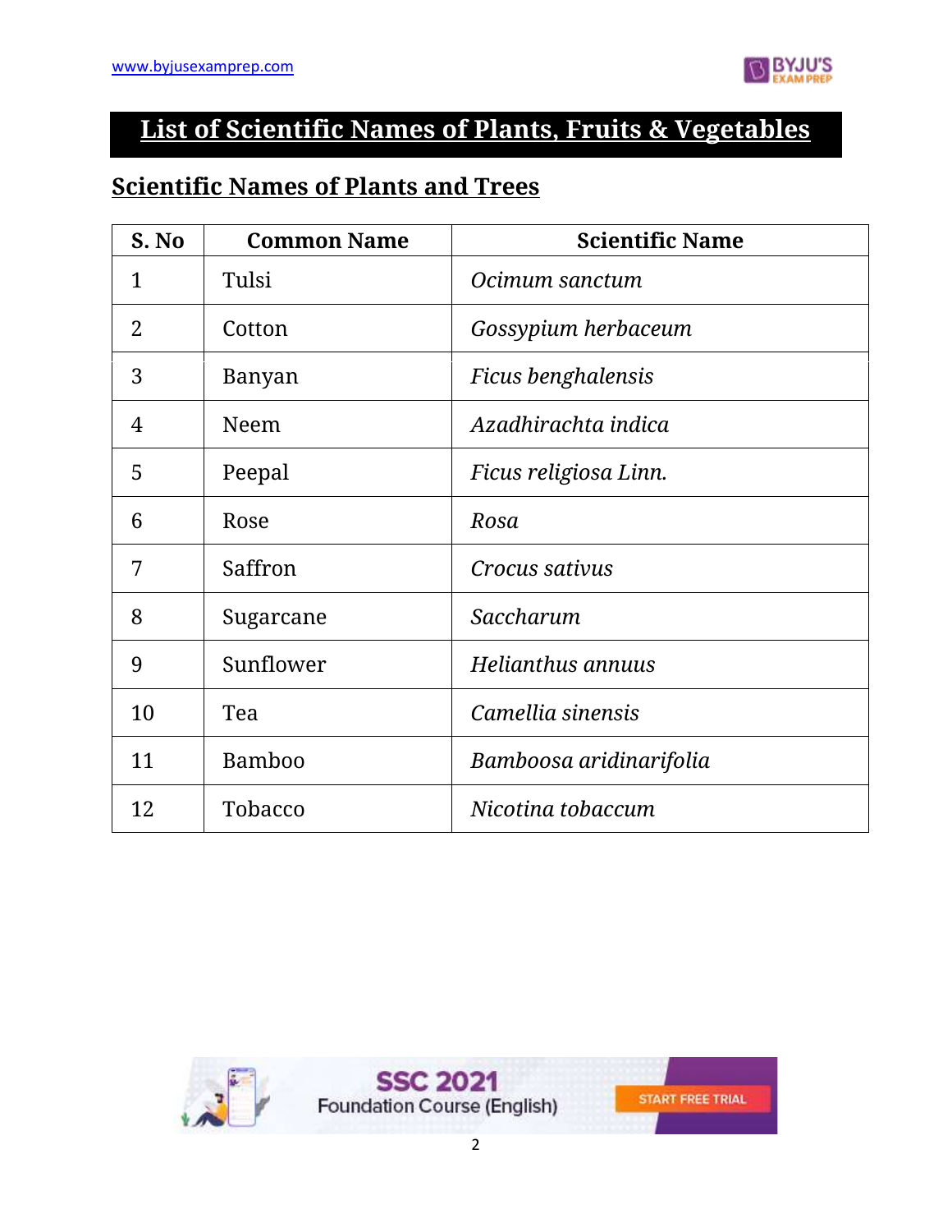# List of Scientific Names of Plants, Fruits & Vegetables

## Scientific Names of Plants and Trees

| S. No | Common Name | Scientific Name |
|---|---|---|
| 1 | Tulsi | *Ocimum sanctum* |
| 2 | Cotton | *Gossypium herbaceum* |
| 3 | Banyan | *Ficus benghalensis* |
| 4 | Neem | *Azadhirachta indica* |
| 5 | Peepal | *Ficus religiosa Linn.* |
| 6 | Rose | *Rosa* |
| 7 | Saffron | *Crocus sativus* |
| 8 | Sugarcane | *Saccharum* |
| 9 | Sunflower | *Helianthus annuus* |
| 10 | Tea | *Camellia sinensis* |
| 11 | Bamboo | *Bamboosa aridinarifolia* |
| 12 | Tobacco | *Nicotina tobaccum* |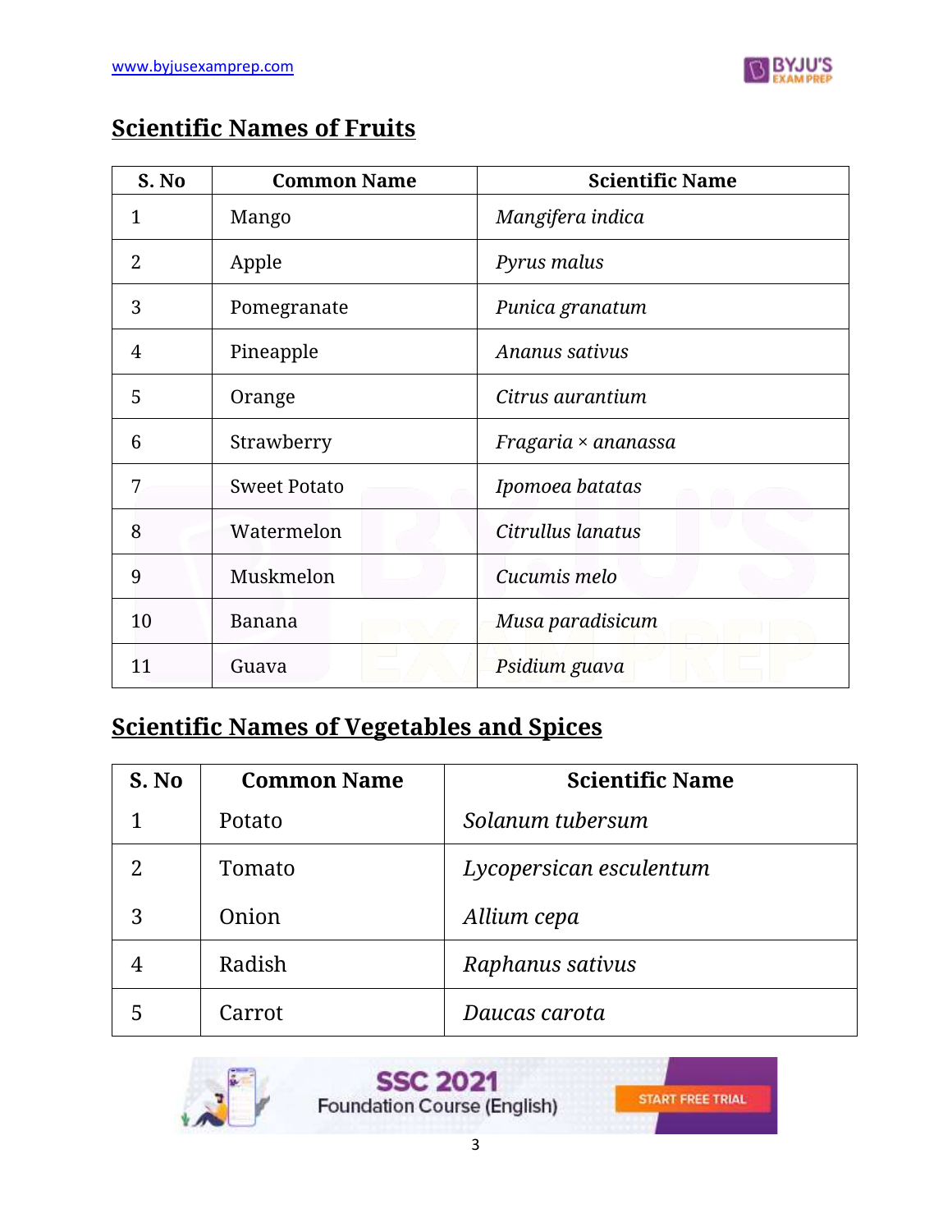## Scientific Names of Fruits

| S. No | Common Name | Scientific Name |
|---|---|---|
| 1 | Mango | *Mangifera indica* |
| 2 | Apple | *Pyrus malus* |
| 3 | Pomegranate | *Punica granatum* |
| 4 | Pineapple | *Ananus sativus* |
| 5 | Orange | *Citrus aurantium* |
| 6 | Strawberry | *Fragaria × ananassa* |
| 7 | Sweet Potato | *Ipomoea batatas* |
| 8 | Watermelon | *Citrullus lanatus* |
| 9 | Muskmelon | *Cucumis melo* |
| 10 | Banana | *Musa paradisicum* |
| 11 | Guava | *Psidium guava* |

## Scientific Names of Vegetables and Spices

| S. No | Common Name | Scientific Name |
|---|---|---|
| 1 | Potato | *Solanum tubersum* |
| 2 | Tomato | *Lycopersican esculentum* |
| 3 | Onion | *Allium cepa* |
| 4 | Radish | *Raphanus sativus* |
| 5 | Carrot | *Daucas carota* |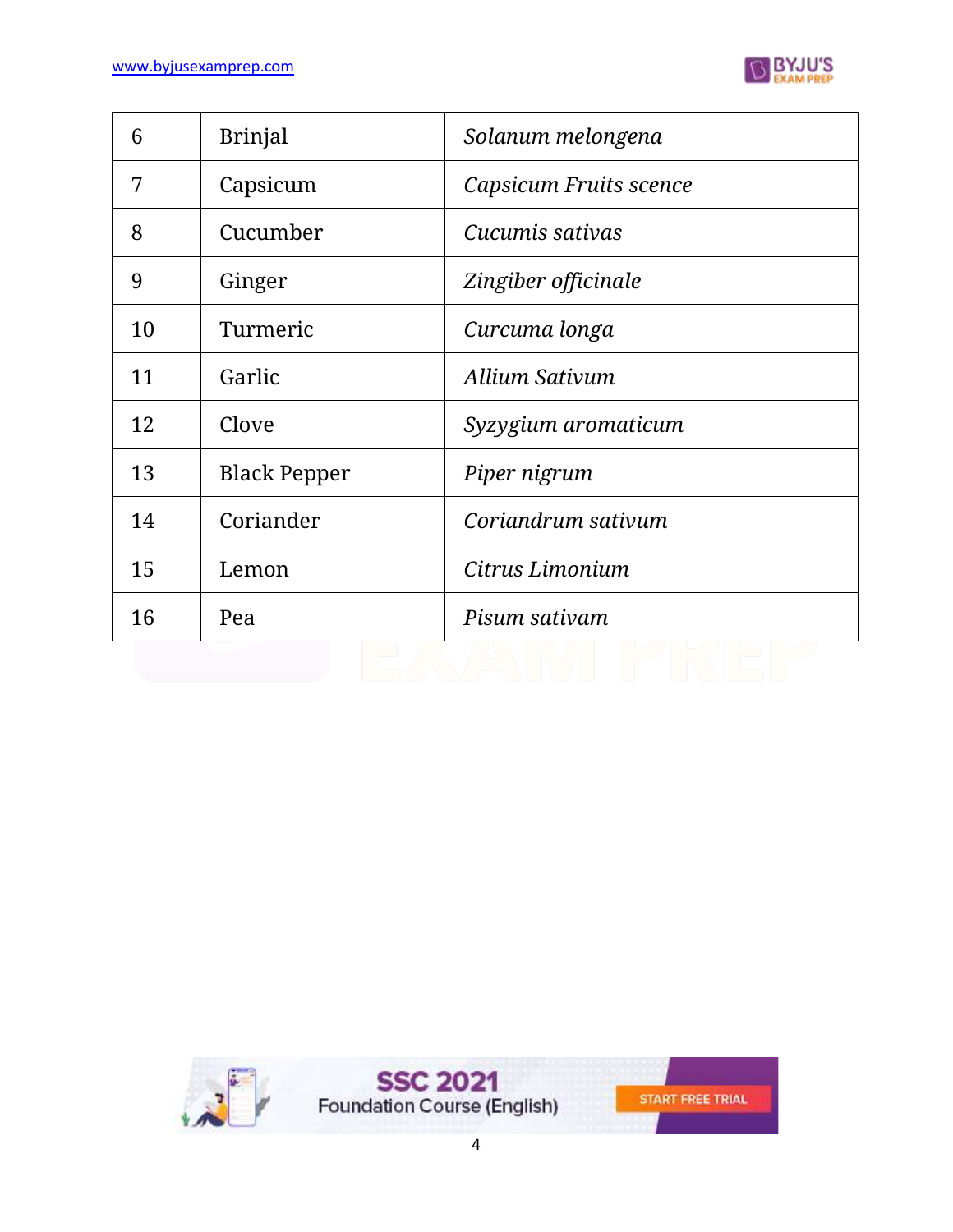| 6 | Brinjal | *Solanum melongena* |
|---|---|---|
| 7 | Capsicum | *Capsicum Fruits scence* |
| 8 | Cucumber | *Cucumis sativas* |
| 9 | Ginger | *Zingiber officinale* |
| 10 | Turmeric | *Curcuma longa* |
| 11 | Garlic | *Allium Sativum* |
| 12 | Clove | *Syzygium aromaticum* |
| 13 | Black Pepper | *Piper nigrum* |
| 14 | Coriander | *Coriandrum sativum* |
| 15 | Lemon | *Citrus Limonium* |
| 16 | Pea | *Pisum sativam* |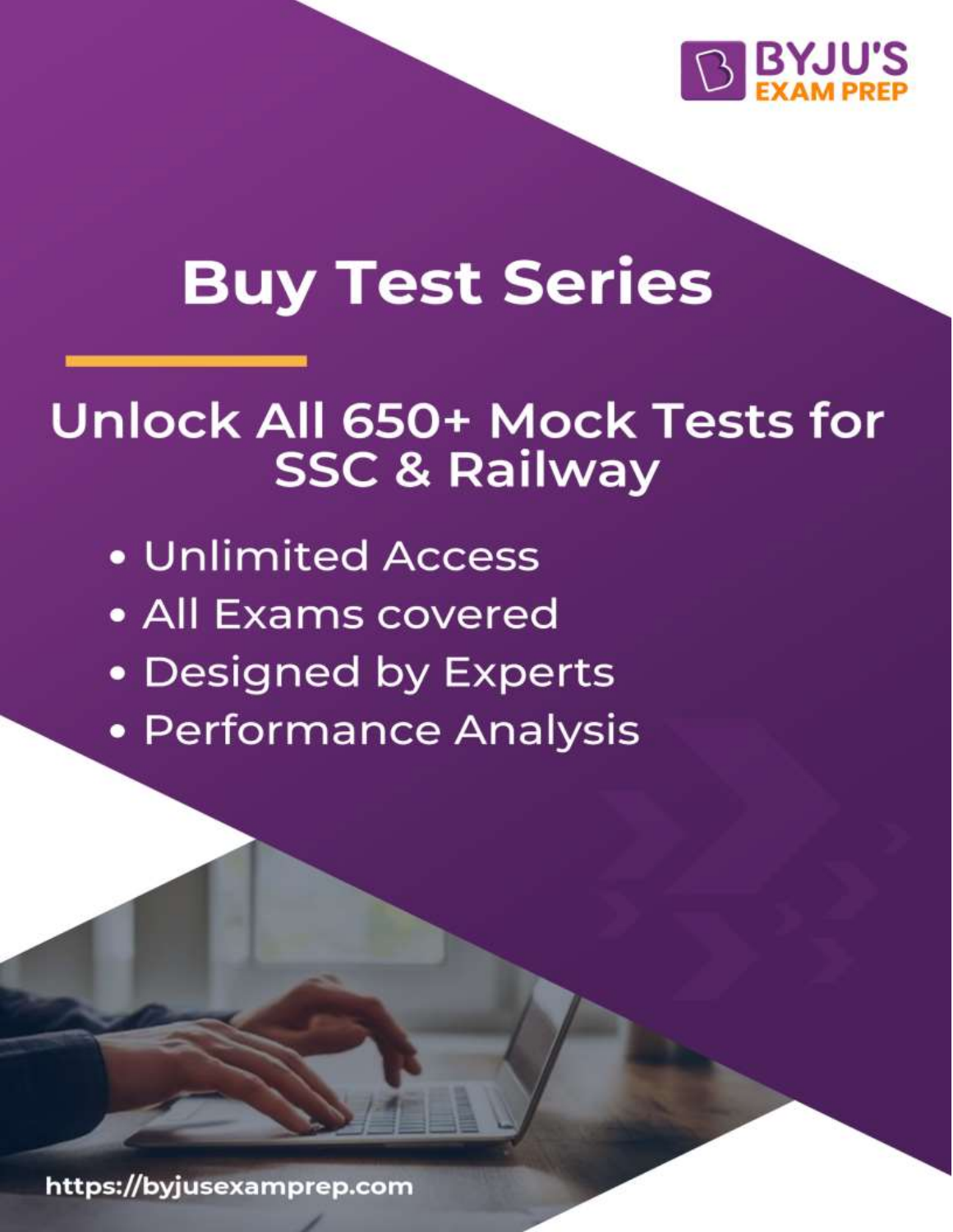BYJU'S EXAM PREP

# Buy Test Series

## Unlock All 650+ Mock Tests for SSC & Railway

- Unlimited Access
- All Exams covered
- Designed by Experts
- Performance Analysis

https://byjusexamprep.com